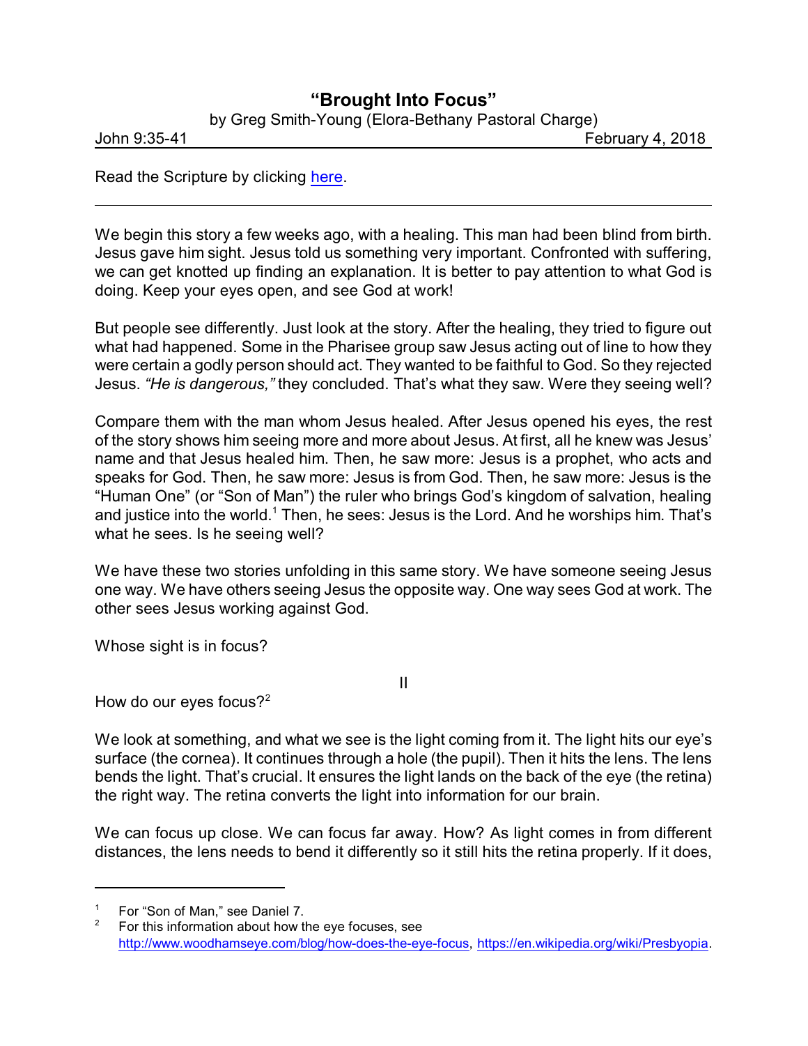# "Brought Into Focus"

by Greg Smith-Young (Elora-Bethany Pastoral Charge)

John 9:35-41 February 4, 2018

Read the Scripture by clicking here.

---

We begin this story a few weeks ago, with a healing. This man had been blind from birth. Jesus gave him sight. Jesus told us something very important. Confronted with suffering, we can get knotted up finding an explanation. It is better to pay attention to what God is doing. Keep your eyes open, and see God at work!

But people see differently. Just look at the story. After the healing, they tried to figure out what had happened. Some in the Pharisee group saw Jesus acting out of line to how they were certain a godly person should act. They wanted to be faithful to God. So they rejected Jesus. *"He is dangerous,"* they concluded. That's what they saw. Were they seeing well?

Compare them with the man whom Jesus healed. After Jesus opened his eyes, the rest of the story shows him seeing more and more about Jesus. At first, all he knew was Jesus' name and that Jesus healed him. Then, he saw more: Jesus is a prophet, who acts and speaks for God. Then, he saw more: Jesus is from God. Then, he saw more: Jesus is the "Human One" (or "Son of Man") the ruler who brings God's kingdom of salvation, healing and justice into the world.[1] Then, he sees: Jesus is the Lord. And he worships him. That's what he sees. Is he seeing well?

We have these two stories unfolding in this same story. We have someone seeing Jesus one way. We have others seeing Jesus the opposite way. One way sees God at work. The other sees Jesus working against God.

Whose sight is in focus?

II

How do our eyes focus?[2]

We look at something, and what we see is the light coming from it. The light hits our eye's surface (the cornea). It continues through a hole (the pupil). Then it hits the lens. The lens bends the light. That's crucial. It ensures the light lands on the back of the eye (the retina) the right way. The retina converts the light into information for our brain.

We can focus up close. We can focus far away. How? As light comes in from different distances, the lens needs to bend it differently so it still hits the retina properly. If it does,

---

[1] For "Son of Man," see Daniel 7.

[2] For this information about how the eye focuses, see http://www.woodhamseye.com/blog/how-does-the-eye-focus, https://en.wikipedia.org/wiki/Presbyopia.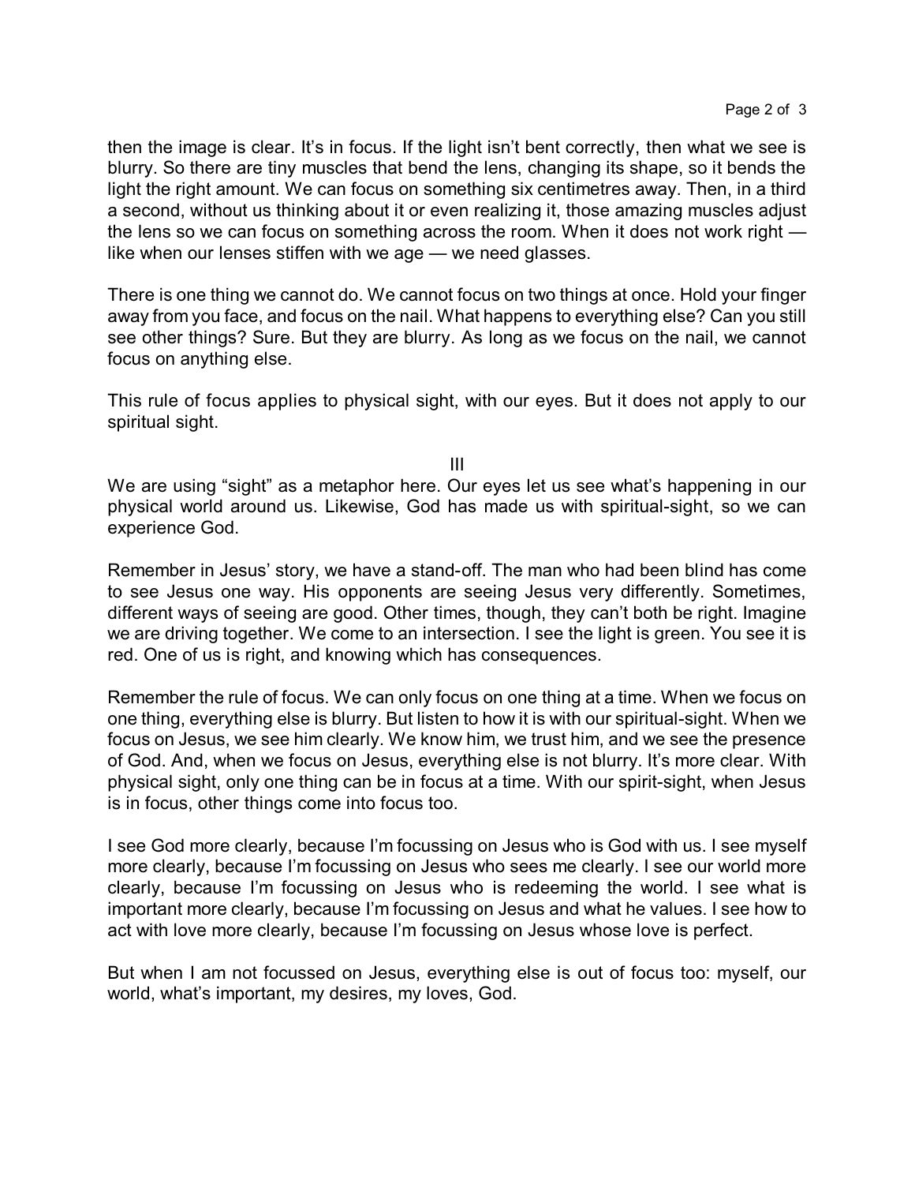then the image is clear. It's in focus. If the light isn't bent correctly, then what we see is blurry. So there are tiny muscles that bend the lens, changing its shape, so it bends the light the right amount. We can focus on something six centimetres away. Then, in a third a second, without us thinking about it or even realizing it, those amazing muscles adjust the lens so we can focus on something across the room. When it does not work right — like when our lenses stiffen with we age — we need glasses.

There is one thing we cannot do. We cannot focus on two things at once. Hold your finger away from you face, and focus on the nail. What happens to everything else? Can you still see other things? Sure. But they are blurry. As long as we focus on the nail, we cannot focus on anything else.

This rule of focus applies to physical sight, with our eyes. But it does not apply to our spiritual sight.

III

We are using "sight" as a metaphor here. Our eyes let us see what's happening in our physical world around us. Likewise, God has made us with spiritual-sight, so we can experience God.

Remember in Jesus' story, we have a stand-off. The man who had been blind has come to see Jesus one way. His opponents are seeing Jesus very differently. Sometimes, different ways of seeing are good. Other times, though, they can't both be right. Imagine we are driving together. We come to an intersection. I see the light is green. You see it is red. One of us is right, and knowing which has consequences.

Remember the rule of focus. We can only focus on one thing at a time. When we focus on one thing, everything else is blurry. But listen to how it is with our spiritual-sight. When we focus on Jesus, we see him clearly. We know him, we trust him, and we see the presence of God. And, when we focus on Jesus, everything else is not blurry. It's more clear. With physical sight, only one thing can be in focus at a time. With our spirit-sight, when Jesus is in focus, other things come into focus too.

I see God more clearly, because I'm focussing on Jesus who is God with us. I see myself more clearly, because I'm focussing on Jesus who sees me clearly. I see our world more clearly, because I'm focussing on Jesus who is redeeming the world. I see what is important more clearly, because I'm focussing on Jesus and what he values. I see how to act with love more clearly, because I'm focussing on Jesus whose love is perfect.

But when I am not focussed on Jesus, everything else is out of focus too: myself, our world, what's important, my desires, my loves, God.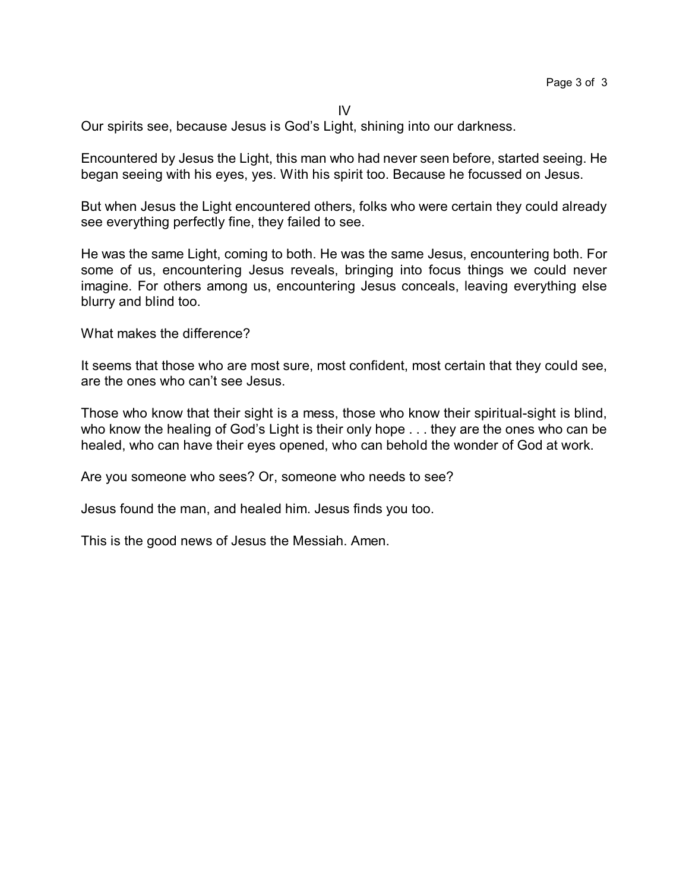## IV

Our spirits see, because Jesus is God's Light, shining into our darkness.

Encountered by Jesus the Light, this man who had never seen before, started seeing. He began seeing with his eyes, yes. With his spirit too. Because he focussed on Jesus.

But when Jesus the Light encountered others, folks who were certain they could already see everything perfectly fine, they failed to see.

He was the same Light, coming to both. He was the same Jesus, encountering both. For some of us, encountering Jesus reveals, bringing into focus things we could never imagine. For others among us, encountering Jesus conceals, leaving everything else blurry and blind too.

What makes the difference?

It seems that those who are most sure, most confident, most certain that they could see, are the ones who can't see Jesus.

Those who know that their sight is a mess, those who know their spiritual-sight is blind, who know the healing of God's Light is their only hope . . . they are the ones who can be healed, who can have their eyes opened, who can behold the wonder of God at work.

Are you someone who sees? Or, someone who needs to see?

Jesus found the man, and healed him. Jesus finds you too.

This is the good news of Jesus the Messiah. Amen.